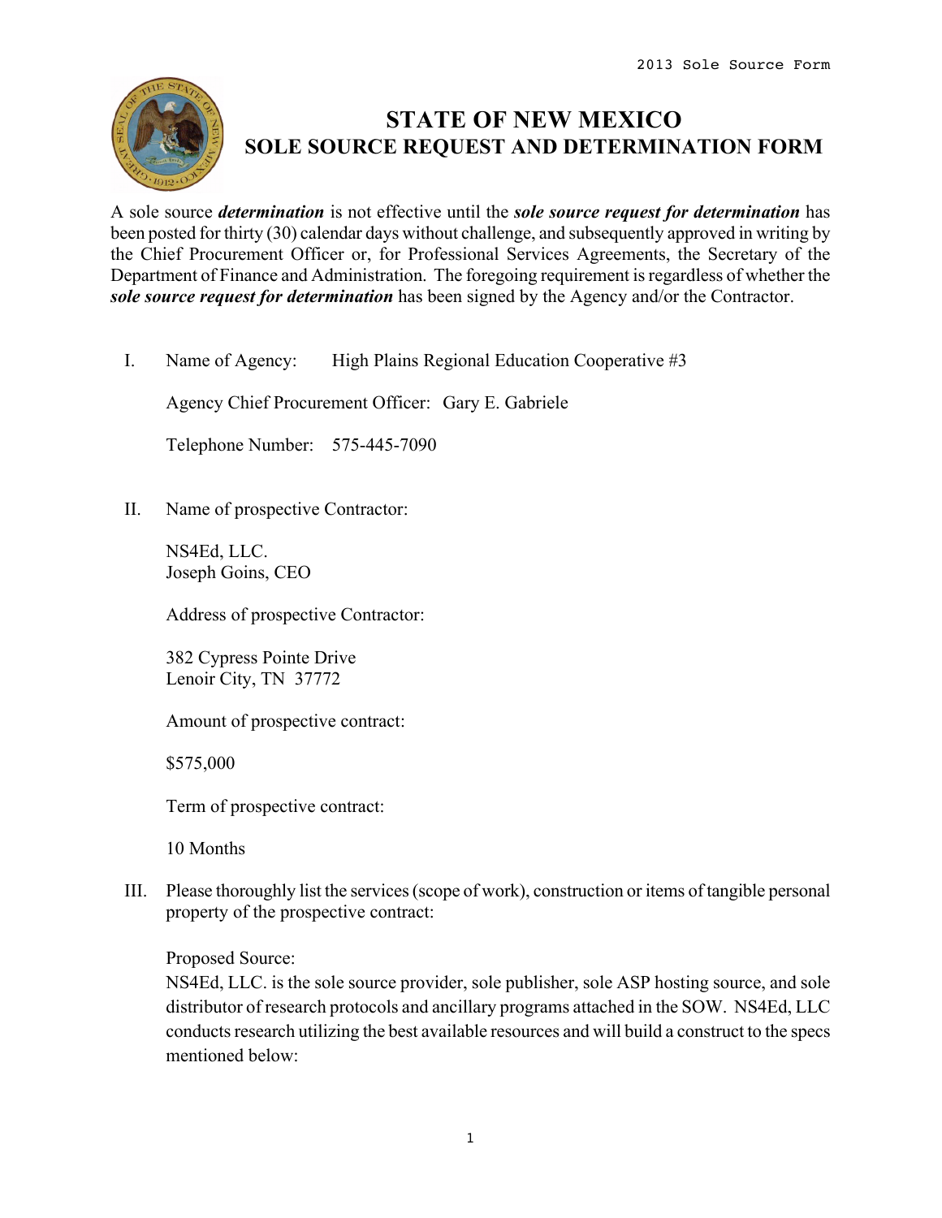# STATE OF NEW MEXICO
## SOLE SOURCE REQUEST AND DETERMINATION FORM

A sole source ***determination*** is not effective until the ***sole source request for determination*** has been posted for thirty (30) calendar days without challenge, and subsequently approved in writing by the Chief Procurement Officer or, for Professional Services Agreements, the Secretary of the Department of Finance and Administration. The foregoing requirement is regardless of whether the ***sole source request for determination*** has been signed by the Agency and/or the Contractor.

I. Name of Agency: High Plains Regional Education Cooperative #3

Agency Chief Procurement Officer: Gary E. Gabriele

Telephone Number: 575-445-7090

II. Name of prospective Contractor:

NS4Ed, LLC.
Joseph Goins, CEO

Address of prospective Contractor:

382 Cypress Pointe Drive
Lenoir City, TN 37772

Amount of prospective contract:

$575,000

Term of prospective contract:

10 Months

III. Please thoroughly list the services (scope of work), construction or items of tangible personal property of the prospective contract:

Proposed Source:
NS4Ed, LLC. is the sole source provider, sole publisher, sole ASP hosting source, and sole distributor of research protocols and ancillary programs attached in the SOW. NS4Ed, LLC conducts research utilizing the best available resources and will build a construct to the specs mentioned below: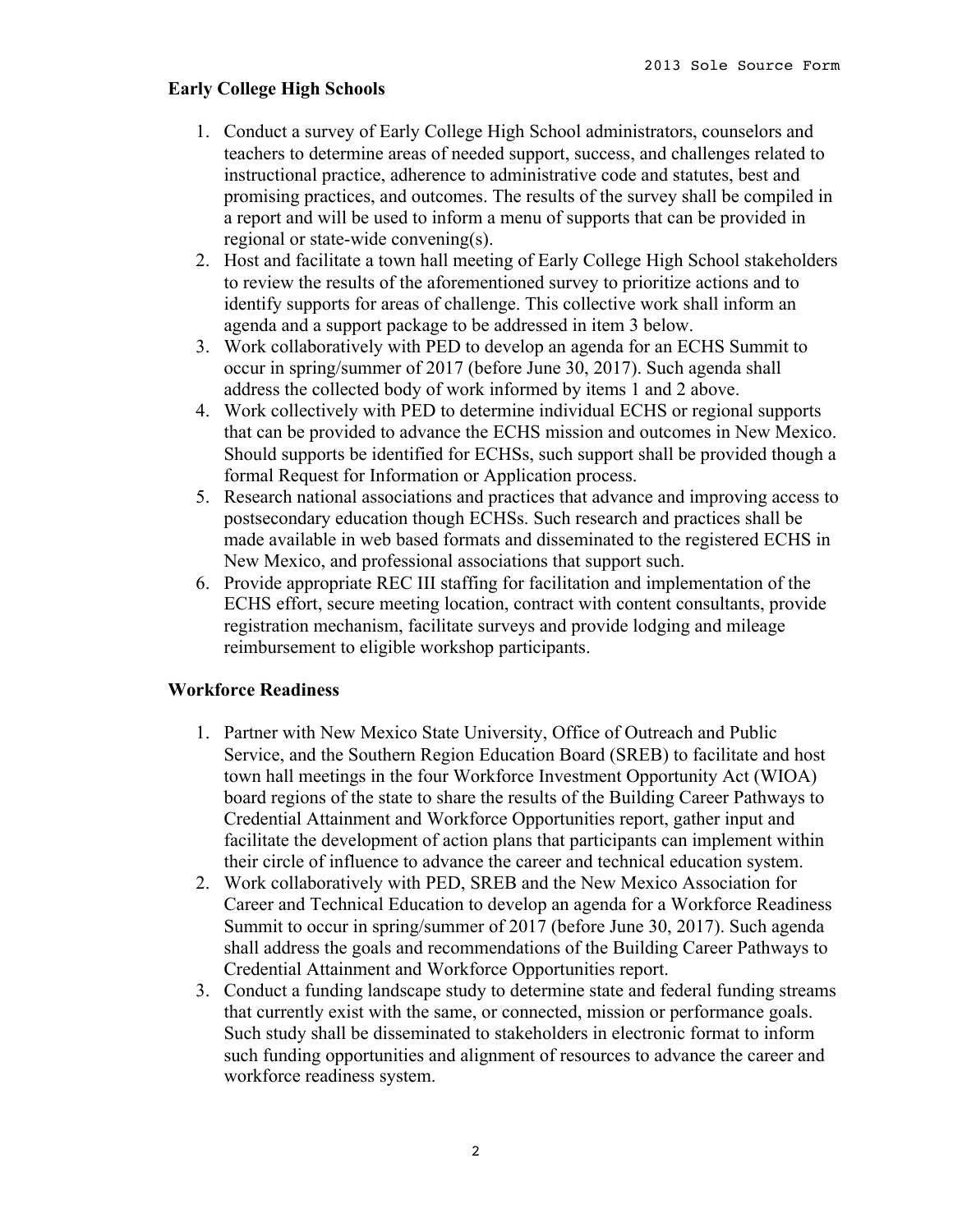## Early College High Schools

1. Conduct a survey of Early College High School administrators, counselors and teachers to determine areas of needed support, success, and challenges related to instructional practice, adherence to administrative code and statutes, best and promising practices, and outcomes. The results of the survey shall be compiled in a report and will be used to inform a menu of supports that can be provided in regional or state-wide convening(s).
2. Host and facilitate a town hall meeting of Early College High School stakeholders to review the results of the aforementioned survey to prioritize actions and to identify supports for areas of challenge. This collective work shall inform an agenda and a support package to be addressed in item 3 below.
3. Work collaboratively with PED to develop an agenda for an ECHS Summit to occur in spring/summer of 2017 (before June 30, 2017). Such agenda shall address the collected body of work informed by items 1 and 2 above.
4. Work collectively with PED to determine individual ECHS or regional supports that can be provided to advance the ECHS mission and outcomes in New Mexico. Should supports be identified for ECHSs, such support shall be provided though a formal Request for Information or Application process.
5. Research national associations and practices that advance and improving access to postsecondary education though ECHSs. Such research and practices shall be made available in web based formats and disseminated to the registered ECHS in New Mexico, and professional associations that support such.
6. Provide appropriate REC III staffing for facilitation and implementation of the ECHS effort, secure meeting location, contract with content consultants, provide registration mechanism, facilitate surveys and provide lodging and mileage reimbursement to eligible workshop participants.

## Workforce Readiness

1. Partner with New Mexico State University, Office of Outreach and Public Service, and the Southern Region Education Board (SREB) to facilitate and host town hall meetings in the four Workforce Investment Opportunity Act (WIOA) board regions of the state to share the results of the Building Career Pathways to Credential Attainment and Workforce Opportunities report, gather input and facilitate the development of action plans that participants can implement within their circle of influence to advance the career and technical education system.
2. Work collaboratively with PED, SREB and the New Mexico Association for Career and Technical Education to develop an agenda for a Workforce Readiness Summit to occur in spring/summer of 2017 (before June 30, 2017). Such agenda shall address the goals and recommendations of the Building Career Pathways to Credential Attainment and Workforce Opportunities report.
3. Conduct a funding landscape study to determine state and federal funding streams that currently exist with the same, or connected, mission or performance goals. Such study shall be disseminated to stakeholders in electronic format to inform such funding opportunities and alignment of resources to advance the career and workforce readiness system.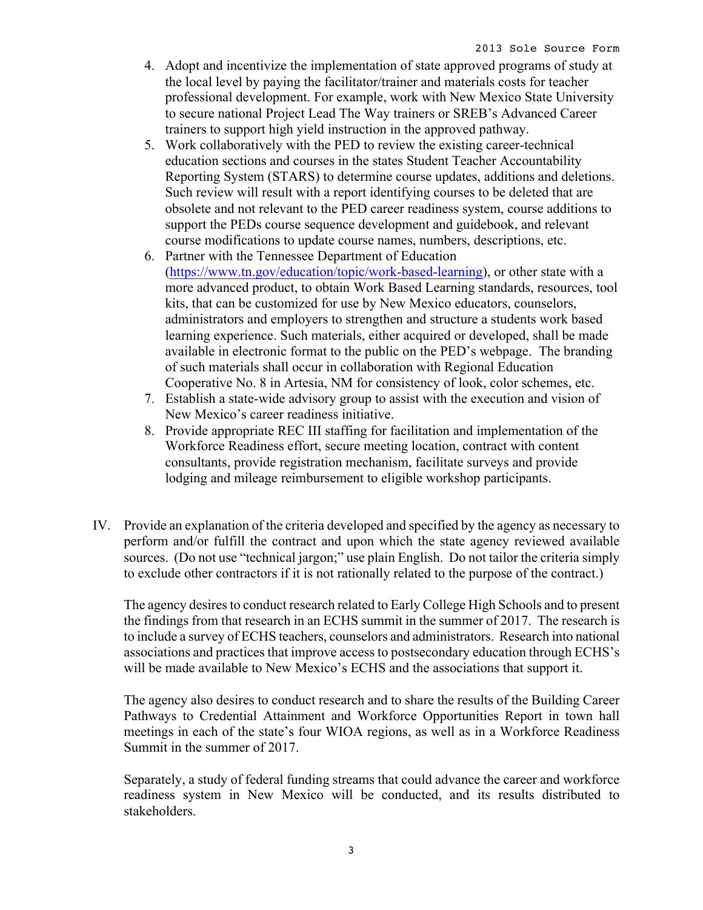4. Adopt and incentivize the implementation of state approved programs of study at the local level by paying the facilitator/trainer and materials costs for teacher professional development. For example, work with New Mexico State University to secure national Project Lead The Way trainers or SREB's Advanced Career trainers to support high yield instruction in the approved pathway.
5. Work collaboratively with the PED to review the existing career-technical education sections and courses in the states Student Teacher Accountability Reporting System (STARS) to determine course updates, additions and deletions. Such review will result with a report identifying courses to be deleted that are obsolete and not relevant to the PED career readiness system, course additions to support the PEDs course sequence development and guidebook, and relevant course modifications to update course names, numbers, descriptions, etc.
6. Partner with the Tennessee Department of Education (https://www.tn.gov/education/topic/work-based-learning), or other state with a more advanced product, to obtain Work Based Learning standards, resources, tool kits, that can be customized for use by New Mexico educators, counselors, administrators and employers to strengthen and structure a students work based learning experience. Such materials, either acquired or developed, shall be made available in electronic format to the public on the PED's webpage. The branding of such materials shall occur in collaboration with Regional Education Cooperative No. 8 in Artesia, NM for consistency of look, color schemes, etc.
7. Establish a state-wide advisory group to assist with the execution and vision of New Mexico's career readiness initiative.
8. Provide appropriate REC III staffing for facilitation and implementation of the Workforce Readiness effort, secure meeting location, contract with content consultants, provide registration mechanism, facilitate surveys and provide lodging and mileage reimbursement to eligible workshop participants.

IV. Provide an explanation of the criteria developed and specified by the agency as necessary to perform and/or fulfill the contract and upon which the state agency reviewed available sources. (Do not use "technical jargon;" use plain English. Do not tailor the criteria simply to exclude other contractors if it is not rationally related to the purpose of the contract.)

The agency desires to conduct research related to Early College High Schools and to present the findings from that research in an ECHS summit in the summer of 2017. The research is to include a survey of ECHS teachers, counselors and administrators. Research into national associations and practices that improve access to postsecondary education through ECHS's will be made available to New Mexico's ECHS and the associations that support it.

The agency also desires to conduct research and to share the results of the Building Career Pathways to Credential Attainment and Workforce Opportunities Report in town hall meetings in each of the state's four WIOA regions, as well as in a Workforce Readiness Summit in the summer of 2017.

Separately, a study of federal funding streams that could advance the career and workforce readiness system in New Mexico will be conducted, and its results distributed to stakeholders.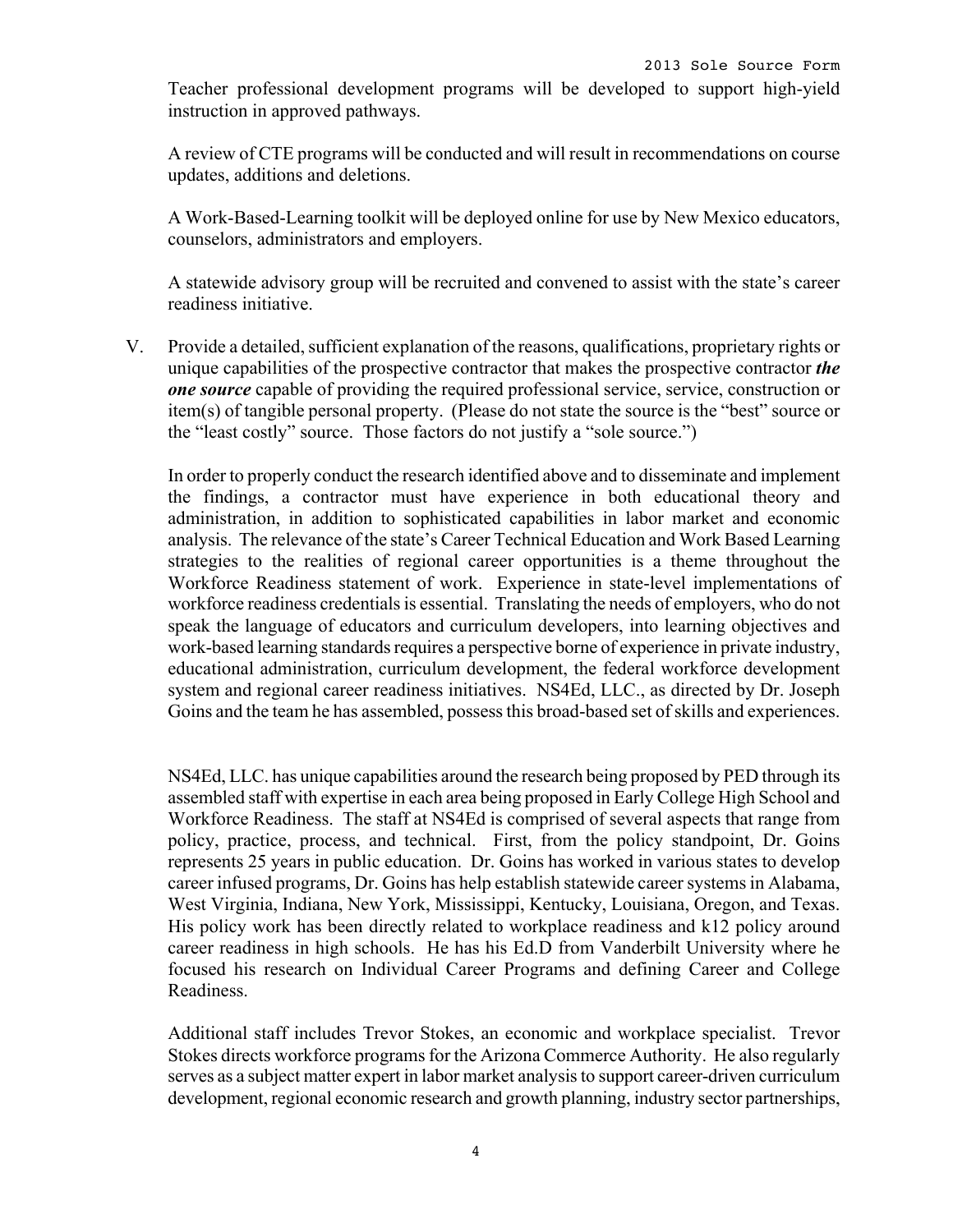Teacher professional development programs will be developed to support high-yield instruction in approved pathways.

A review of CTE programs will be conducted and will result in recommendations on course updates, additions and deletions.

A Work-Based-Learning toolkit will be deployed online for use by New Mexico educators, counselors, administrators and employers.

A statewide advisory group will be recruited and convened to assist with the state's career readiness initiative.

V. Provide a detailed, sufficient explanation of the reasons, qualifications, proprietary rights or unique capabilities of the prospective contractor that makes the prospective contractor ***the one source*** capable of providing the required professional service, service, construction or item(s) of tangible personal property. (Please do not state the source is the "best" source or the "least costly" source. Those factors do not justify a "sole source.")

In order to properly conduct the research identified above and to disseminate and implement the findings, a contractor must have experience in both educational theory and administration, in addition to sophisticated capabilities in labor market and economic analysis. The relevance of the state's Career Technical Education and Work Based Learning strategies to the realities of regional career opportunities is a theme throughout the Workforce Readiness statement of work. Experience in state-level implementations of workforce readiness credentials is essential. Translating the needs of employers, who do not speak the language of educators and curriculum developers, into learning objectives and work-based learning standards requires a perspective borne of experience in private industry, educational administration, curriculum development, the federal workforce development system and regional career readiness initiatives. NS4Ed, LLC., as directed by Dr. Joseph Goins and the team he has assembled, possess this broad-based set of skills and experiences.

NS4Ed, LLC. has unique capabilities around the research being proposed by PED through its assembled staff with expertise in each area being proposed in Early College High School and Workforce Readiness. The staff at NS4Ed is comprised of several aspects that range from policy, practice, process, and technical. First, from the policy standpoint, Dr. Goins represents 25 years in public education. Dr. Goins has worked in various states to develop career infused programs, Dr. Goins has help establish statewide career systems in Alabama, West Virginia, Indiana, New York, Mississippi, Kentucky, Louisiana, Oregon, and Texas. His policy work has been directly related to workplace readiness and k12 policy around career readiness in high schools. He has his Ed.D from Vanderbilt University where he focused his research on Individual Career Programs and defining Career and College Readiness.

Additional staff includes Trevor Stokes, an economic and workplace specialist. Trevor Stokes directs workforce programs for the Arizona Commerce Authority. He also regularly serves as a subject matter expert in labor market analysis to support career-driven curriculum development, regional economic research and growth planning, industry sector partnerships,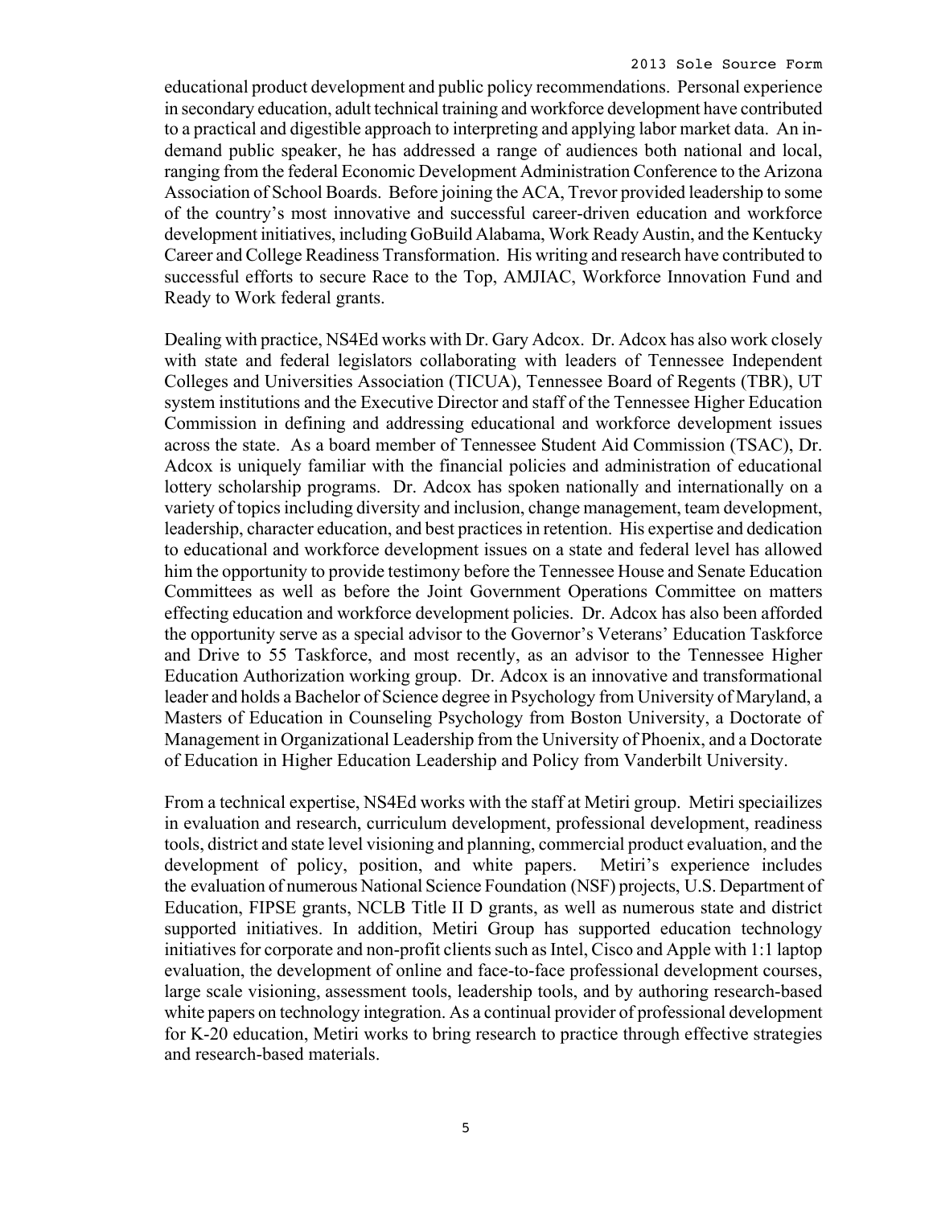educational product development and public policy recommendations. Personal experience in secondary education, adult technical training and workforce development have contributed to a practical and digestible approach to interpreting and applying labor market data. An in-demand public speaker, he has addressed a range of audiences both national and local, ranging from the federal Economic Development Administration Conference to the Arizona Association of School Boards. Before joining the ACA, Trevor provided leadership to some of the country's most innovative and successful career-driven education and workforce development initiatives, including GoBuild Alabama, Work Ready Austin, and the Kentucky Career and College Readiness Transformation. His writing and research have contributed to successful efforts to secure Race to the Top, AMJIAC, Workforce Innovation Fund and Ready to Work federal grants.

Dealing with practice, NS4Ed works with Dr. Gary Adcox. Dr. Adcox has also work closely with state and federal legislators collaborating with leaders of Tennessee Independent Colleges and Universities Association (TICUA), Tennessee Board of Regents (TBR), UT system institutions and the Executive Director and staff of the Tennessee Higher Education Commission in defining and addressing educational and workforce development issues across the state. As a board member of Tennessee Student Aid Commission (TSAC), Dr. Adcox is uniquely familiar with the financial policies and administration of educational lottery scholarship programs. Dr. Adcox has spoken nationally and internationally on a variety of topics including diversity and inclusion, change management, team development, leadership, character education, and best practices in retention. His expertise and dedication to educational and workforce development issues on a state and federal level has allowed him the opportunity to provide testimony before the Tennessee House and Senate Education Committees as well as before the Joint Government Operations Committee on matters effecting education and workforce development policies. Dr. Adcox has also been afforded the opportunity serve as a special advisor to the Governor's Veterans' Education Taskforce and Drive to 55 Taskforce, and most recently, as an advisor to the Tennessee Higher Education Authorization working group. Dr. Adcox is an innovative and transformational leader and holds a Bachelor of Science degree in Psychology from University of Maryland, a Masters of Education in Counseling Psychology from Boston University, a Doctorate of Management in Organizational Leadership from the University of Phoenix, and a Doctorate of Education in Higher Education Leadership and Policy from Vanderbilt University.

From a technical expertise, NS4Ed works with the staff at Metiri group. Metiri speciailizes in evaluation and research, curriculum development, professional development, readiness tools, district and state level visioning and planning, commercial product evaluation, and the development of policy, position, and white papers. Metiri's experience includes the evaluation of numerous National Science Foundation (NSF) projects, U.S. Department of Education, FIPSE grants, NCLB Title II D grants, as well as numerous state and district supported initiatives. In addition, Metiri Group has supported education technology initiatives for corporate and non-profit clients such as Intel, Cisco and Apple with 1:1 laptop evaluation, the development of online and face-to-face professional development courses, large scale visioning, assessment tools, leadership tools, and by authoring research-based white papers on technology integration. As a continual provider of professional development for K-20 education, Metiri works to bring research to practice through effective strategies and research-based materials.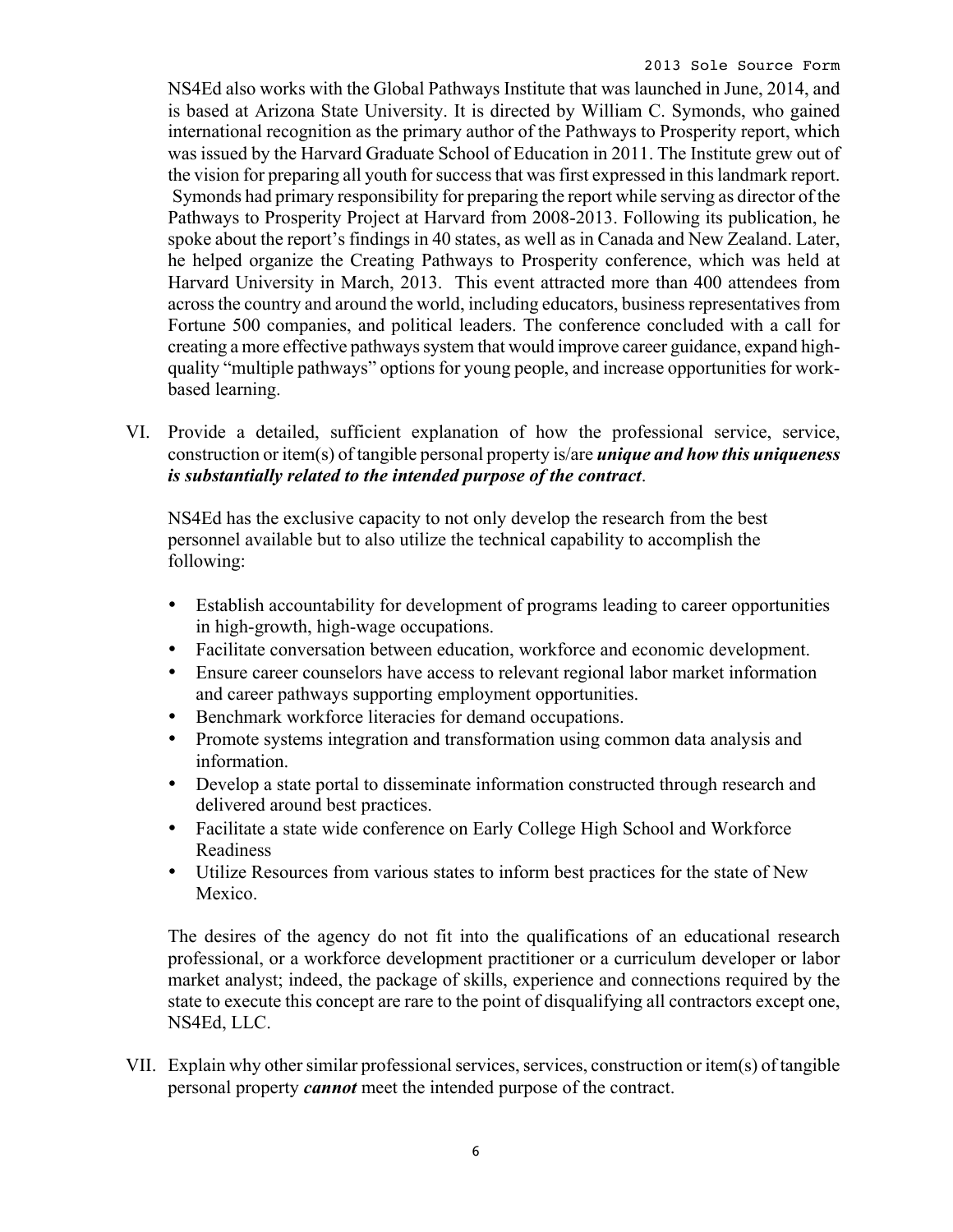NS4Ed also works with the Global Pathways Institute that was launched in June, 2014, and is based at Arizona State University. It is directed by William C. Symonds, who gained international recognition as the primary author of the Pathways to Prosperity report, which was issued by the Harvard Graduate School of Education in 2011. The Institute grew out of the vision for preparing all youth for success that was first expressed in this landmark report. Symonds had primary responsibility for preparing the report while serving as director of the Pathways to Prosperity Project at Harvard from 2008-2013. Following its publication, he spoke about the report's findings in 40 states, as well as in Canada and New Zealand. Later, he helped organize the Creating Pathways to Prosperity conference, which was held at Harvard University in March, 2013. This event attracted more than 400 attendees from across the country and around the world, including educators, business representatives from Fortune 500 companies, and political leaders. The conference concluded with a call for creating a more effective pathways system that would improve career guidance, expand high-quality "multiple pathways" options for young people, and increase opportunities for work-based learning.

VI. Provide a detailed, sufficient explanation of how the professional service, service, construction or item(s) of tangible personal property is/are ***unique and how this uniqueness is substantially related to the intended purpose of the contract***.

NS4Ed has the exclusive capacity to not only develop the research from the best personnel available but to also utilize the technical capability to accomplish the following:

- Establish accountability for development of programs leading to career opportunities in high-growth, high-wage occupations.
- Facilitate conversation between education, workforce and economic development.
- Ensure career counselors have access to relevant regional labor market information and career pathways supporting employment opportunities.
- Benchmark workforce literacies for demand occupations.
- Promote systems integration and transformation using common data analysis and information.
- Develop a state portal to disseminate information constructed through research and delivered around best practices.
- Facilitate a state wide conference on Early College High School and Workforce Readiness
- Utilize Resources from various states to inform best practices for the state of New Mexico.

The desires of the agency do not fit into the qualifications of an educational research professional, or a workforce development practitioner or a curriculum developer or labor market analyst; indeed, the package of skills, experience and connections required by the state to execute this concept are rare to the point of disqualifying all contractors except one, NS4Ed, LLC.

VII. Explain why other similar professional services, services, construction or item(s) of tangible personal property ***cannot*** meet the intended purpose of the contract.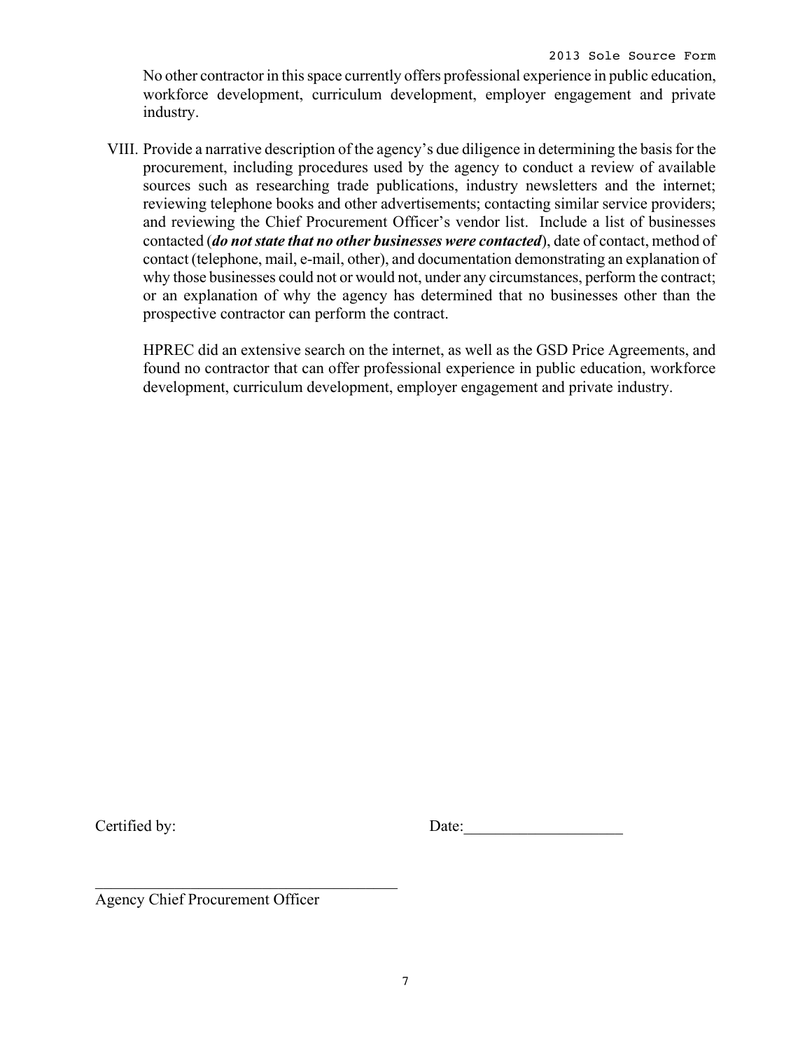No other contractor in this space currently offers professional experience in public education, workforce development, curriculum development, employer engagement and private industry.

VIII. Provide a narrative description of the agency's due diligence in determining the basis for the procurement, including procedures used by the agency to conduct a review of available sources such as researching trade publications, industry newsletters and the internet; reviewing telephone books and other advertisements; contacting similar service providers; and reviewing the Chief Procurement Officer's vendor list. Include a list of businesses contacted (***do not state that no other businesses were contacted***), date of contact, method of contact (telephone, mail, e-mail, other), and documentation demonstrating an explanation of why those businesses could not or would not, under any circumstances, perform the contract; or an explanation of why the agency has determined that no businesses other than the prospective contractor can perform the contract.

HPREC did an extensive search on the internet, as well as the GSD Price Agreements, and found no contractor that can offer professional experience in public education, workforce development, curriculum development, employer engagement and private industry.

Certified by: Date:____________________

_______________________________________
Agency Chief Procurement Officer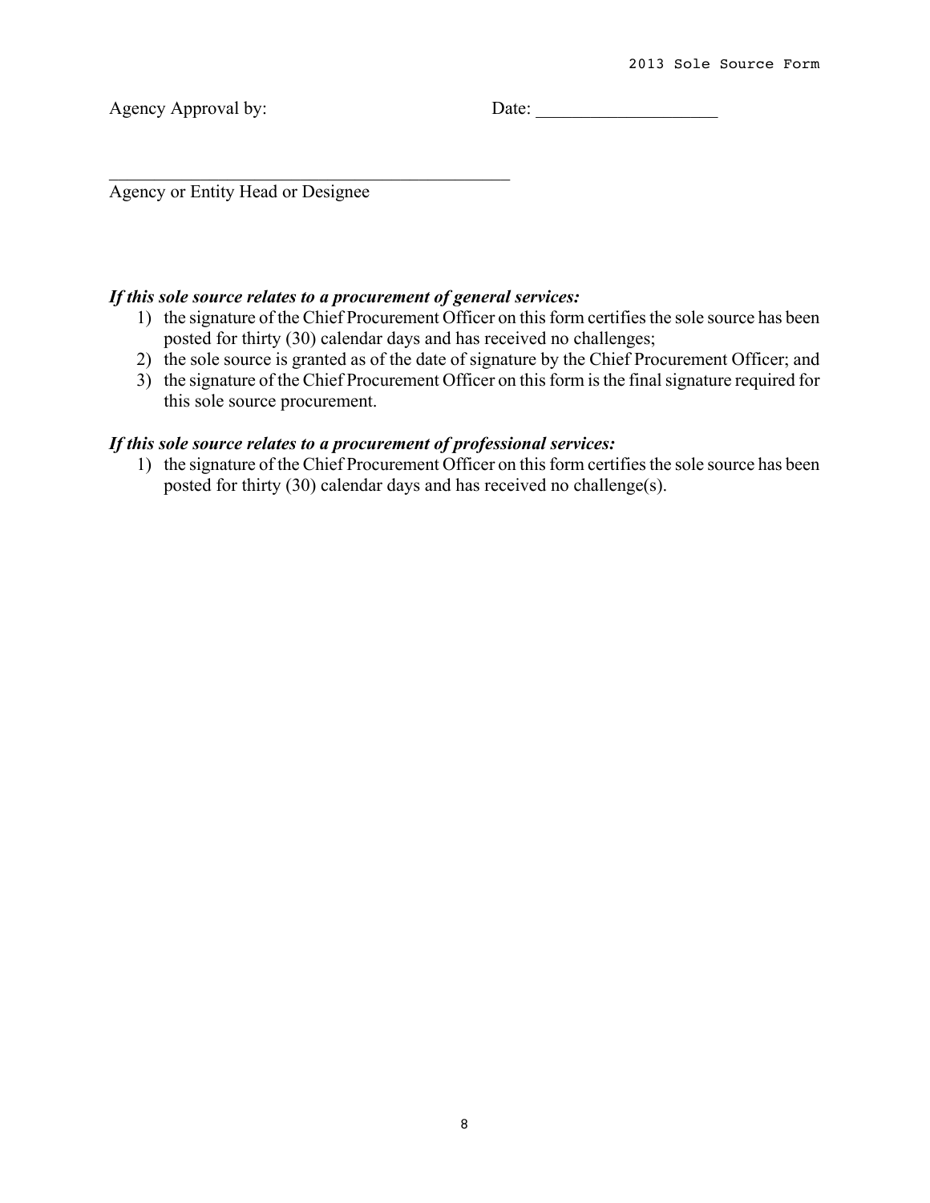Agency Approval by: Date: ____________________

______________________________________________
Agency or Entity Head or Designee

***If this sole source relates to a procurement of general services:***

1) the signature of the Chief Procurement Officer on this form certifies the sole source has been posted for thirty (30) calendar days and has received no challenges;
2) the sole source is granted as of the date of signature by the Chief Procurement Officer; and
3) the signature of the Chief Procurement Officer on this form is the final signature required for this sole source procurement.

***If this sole source relates to a procurement of professional services:***

1) the signature of the Chief Procurement Officer on this form certifies the sole source has been posted for thirty (30) calendar days and has received no challenge(s).